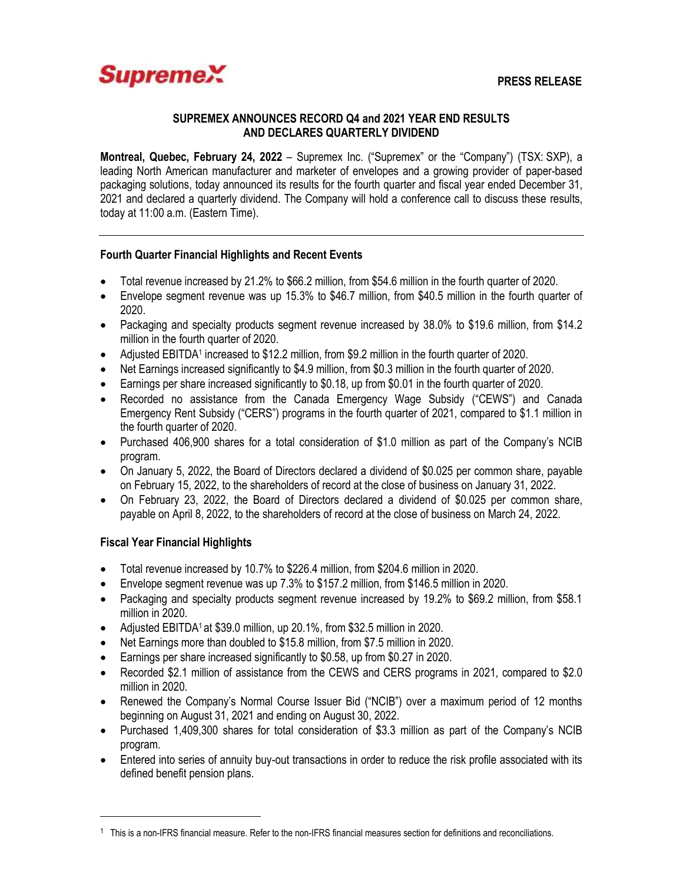Supremex

**PRESS RELEASE**

## SUPREMEX ANNOUNCES RECORD Q4 and 2021 YEAR END RESULTS AND DECLARES QUARTERLY DIVIDEND

**Montreal, Quebec, February 24, 2022** – Supremex Inc. ("Supremex" or the "Company") (TSX: SXP), a leading North American manufacturer and marketer of envelopes and a growing provider of paper-based packaging solutions, today announced its results for the fourth quarter and fiscal year ended December 31, 2021 and declared a quarterly dividend. The Company will hold a conference call to discuss these results, today at 11:00 a.m. (Eastern Time).

---

### Fourth Quarter Financial Highlights and Recent Events

- Total revenue increased by 21.2% to $66.2 million, from $54.6 million in the fourth quarter of 2020.
- Envelope segment revenue was up 15.3% to $46.7 million, from $40.5 million in the fourth quarter of 2020.
- Packaging and specialty products segment revenue increased by 38.0% to $19.6 million, from $14.2 million in the fourth quarter of 2020.
- Adjusted EBITDA[1] increased to $12.2 million, from $9.2 million in the fourth quarter of 2020.
- Net Earnings increased significantly to $4.9 million, from $0.3 million in the fourth quarter of 2020.
- Earnings per share increased significantly to $0.18, up from $0.01 in the fourth quarter of 2020.
- Recorded no assistance from the Canada Emergency Wage Subsidy ("CEWS") and Canada Emergency Rent Subsidy ("CERS") programs in the fourth quarter of 2021, compared to $1.1 million in the fourth quarter of 2020.
- Purchased 406,900 shares for a total consideration of $1.0 million as part of the Company's NCIB program.
- On January 5, 2022, the Board of Directors declared a dividend of $0.025 per common share, payable on February 15, 2022, to the shareholders of record at the close of business on January 31, 2022.
- On February 23, 2022, the Board of Directors declared a dividend of $0.025 per common share, payable on April 8, 2022, to the shareholders of record at the close of business on March 24, 2022.

### Fiscal Year Financial Highlights

- Total revenue increased by 10.7% to $226.4 million, from $204.6 million in 2020.
- Envelope segment revenue was up 7.3% to $157.2 million, from $146.5 million in 2020.
- Packaging and specialty products segment revenue increased by 19.2% to $69.2 million, from $58.1 million in 2020.
- Adjusted EBITDA[1] at $39.0 million, up 20.1%, from $32.5 million in 2020.
- Net Earnings more than doubled to $15.8 million, from $7.5 million in 2020.
- Earnings per share increased significantly to $0.58, up from $0.27 in 2020.
- Recorded $2.1 million of assistance from the CEWS and CERS programs in 2021, compared to $2.0 million in 2020.
- Renewed the Company's Normal Course Issuer Bid ("NCIB") over a maximum period of 12 months beginning on August 31, 2021 and ending on August 30, 2022.
- Purchased 1,409,300 shares for total consideration of $3.3 million as part of the Company's NCIB program.
- Entered into series of annuity buy-out transactions in order to reduce the risk profile associated with its defined benefit pension plans.

---

[1] This is a non-IFRS financial measure. Refer to the non-IFRS financial measures section for definitions and reconciliations.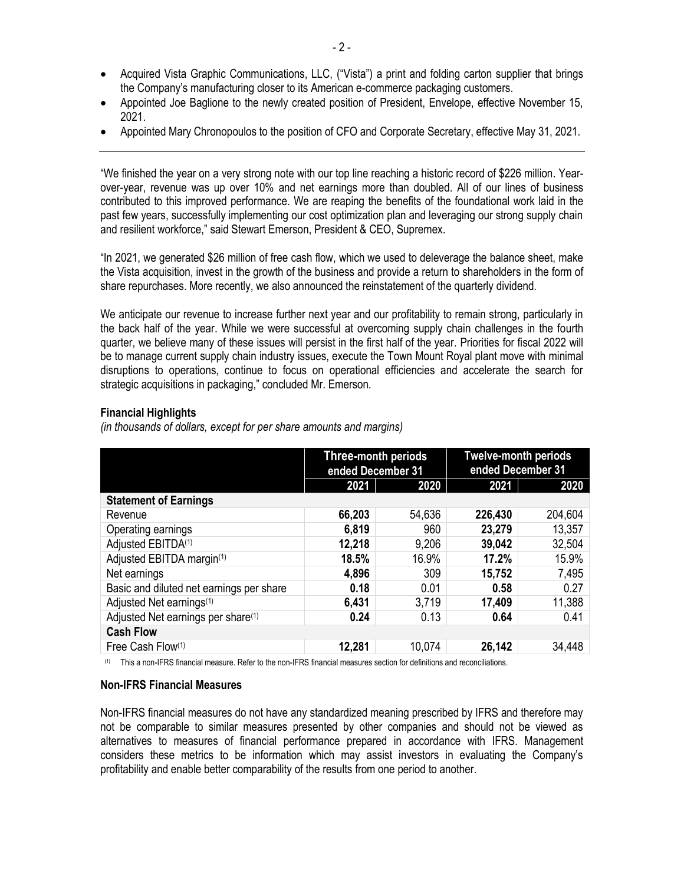- Acquired Vista Graphic Communications, LLC, ("Vista") a print and folding carton supplier that brings the Company's manufacturing closer to its American e-commerce packaging customers.
- Appointed Joe Baglione to the newly created position of President, Envelope, effective November 15, 2021.
- Appointed Mary Chronopoulos to the position of CFO and Corporate Secretary, effective May 31, 2021.

---

"We finished the year on a very strong note with our top line reaching a historic record of $226 million. Year-over-year, revenue was up over 10% and net earnings more than doubled. All of our lines of business contributed to this improved performance. We are reaping the benefits of the foundational work laid in the past few years, successfully implementing our cost optimization plan and leveraging our strong supply chain and resilient workforce," said Stewart Emerson, President & CEO, Supremex.

"In 2021, we generated $26 million of free cash flow, which we used to deleverage the balance sheet, make the Vista acquisition, invest in the growth of the business and provide a return to shareholders in the form of share repurchases. More recently, we also announced the reinstatement of the quarterly dividend.

We anticipate our revenue to increase further next year and our profitability to remain strong, particularly in the back half of the year. While we were successful at overcoming supply chain challenges in the fourth quarter, we believe many of these issues will persist in the first half of the year. Priorities for fiscal 2022 will be to manage current supply chain industry issues, execute the Town Mount Royal plant move with minimal disruptions to operations, continue to focus on operational efficiencies and accelerate the search for strategic acquisitions in packaging," concluded Mr. Emerson.

**Financial Highlights**

*(in thousands of dollars, except for per share amounts and margins)*

| | Three-month periods ended December 31 | | Twelve-month periods ended December 31 | |
|---|---|---|---|---|
| | **2021** | **2020** | **2021** | **2020** |
| **Statement of Earnings** | | | | |
| Revenue | **66,203** | 54,636 | **226,430** | 204,604 |
| Operating earnings | **6,819** | 960 | **23,279** | 13,357 |
| Adjusted EBITDA(1) | **12,218** | 9,206 | **39,042** | 32,504 |
| Adjusted EBITDA margin(1) | **18.5%** | 16.9% | **17.2%** | 15.9% |
| Net earnings | **4,896** | 309 | **15,752** | 7,495 |
| Basic and diluted net earnings per share | **0.18** | 0.01 | **0.58** | 0.27 |
| Adjusted Net earnings(1) | **6,431** | 3,719 | **17,409** | 11,388 |
| Adjusted Net earnings per share(1) | **0.24** | 0.13 | **0.64** | 0.41 |
| **Cash Flow** | | | | |
| Free Cash Flow(1) | **12,281** | 10,074 | **26,142** | 34,448 |

(1) This a non-IFRS financial measure. Refer to the non-IFRS financial measures section for definitions and reconciliations.

**Non-IFRS Financial Measures**

Non-IFRS financial measures do not have any standardized meaning prescribed by IFRS and therefore may not be comparable to similar measures presented by other companies and should not be viewed as alternatives to measures of financial performance prepared in accordance with IFRS. Management considers these metrics to be information which may assist investors in evaluating the Company's profitability and enable better comparability of the results from one period to another.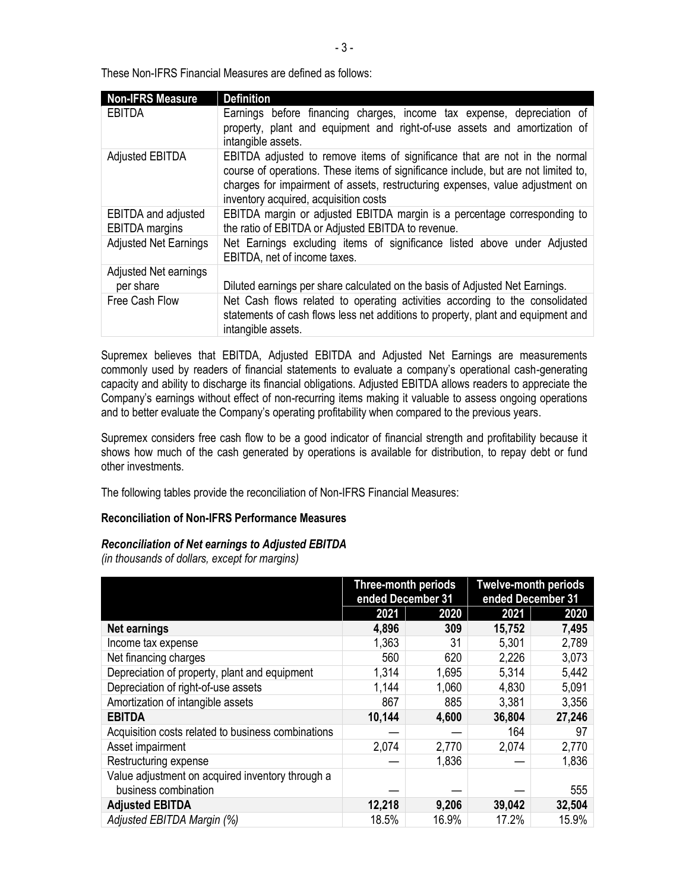These Non-IFRS Financial Measures are defined as follows:

| Non-IFRS Measure | Definition |
| --- | --- |
| EBITDA | Earnings before financing charges, income tax expense, depreciation of property, plant and equipment and right-of-use assets and amortization of intangible assets. |
| Adjusted EBITDA | EBITDA adjusted to remove items of significance that are not in the normal course of operations. These items of significance include, but are not limited to, charges for impairment of assets, restructuring expenses, value adjustment on inventory acquired, acquisition costs |
| EBITDA and adjusted EBITDA margins | EBITDA margin or adjusted EBITDA margin is a percentage corresponding to the ratio of EBITDA or Adjusted EBITDA to revenue. |
| Adjusted Net Earnings | Net Earnings excluding items of significance listed above under Adjusted EBITDA, net of income taxes. |
| Adjusted Net earnings per share | Diluted earnings per share calculated on the basis of Adjusted Net Earnings. |
| Free Cash Flow | Net Cash flows related to operating activities according to the consolidated statements of cash flows less net additions to property, plant and equipment and intangible assets. |

Supremex believes that EBITDA, Adjusted EBITDA and Adjusted Net Earnings are measurements commonly used by readers of financial statements to evaluate a company's operational cash-generating capacity and ability to discharge its financial obligations. Adjusted EBITDA allows readers to appreciate the Company's earnings without effect of non-recurring items making it valuable to assess ongoing operations and to better evaluate the Company's operating profitability when compared to the previous years.

Supremex considers free cash flow to be a good indicator of financial strength and profitability because it shows how much of the cash generated by operations is available for distribution, to repay debt or fund other investments.

The following tables provide the reconciliation of Non-IFRS Financial Measures:

**Reconciliation of Non-IFRS Performance Measures**

***Reconciliation of Net earnings to Adjusted EBITDA***

*(in thousands of dollars, except for margins)*

| | Three-month periods ended December 31 | | Twelve-month periods ended December 31 | |
| --- | --- | --- | --- | --- |
| | 2021 | 2020 | 2021 | 2020 |
| **Net earnings** | **4,896** | **309** | **15,752** | **7,495** |
| Income tax expense | 1,363 | 31 | 5,301 | 2,789 |
| Net financing charges | 560 | 620 | 2,226 | 3,073 |
| Depreciation of property, plant and equipment | 1,314 | 1,695 | 5,314 | 5,442 |
| Depreciation of right-of-use assets | 1,144 | 1,060 | 4,830 | 5,091 |
| Amortization of intangible assets | 867 | 885 | 3,381 | 3,356 |
| **EBITDA** | **10,144** | **4,600** | **36,804** | **27,246** |
| Acquisition costs related to business combinations | — | — | 164 | 97 |
| Asset impairment | 2,074 | 2,770 | 2,074 | 2,770 |
| Restructuring expense | — | 1,836 | — | 1,836 |
| Value adjustment on acquired inventory through a business combination | — | — | — | 555 |
| **Adjusted EBITDA** | **12,218** | **9,206** | **39,042** | **32,504** |
| *Adjusted EBITDA Margin (%)* | 18.5% | 16.9% | 17.2% | 15.9% |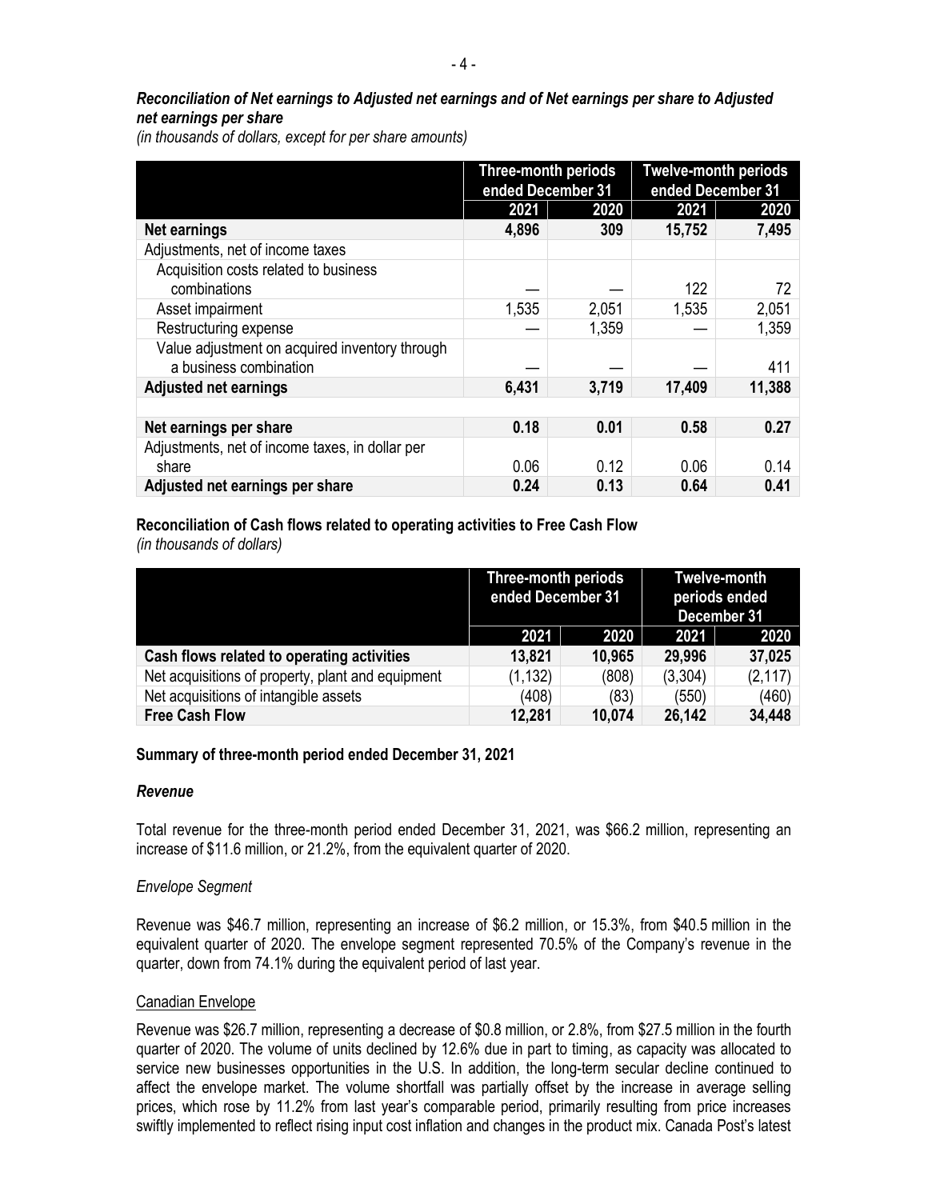***Reconciliation of Net earnings to Adjusted net earnings and of Net earnings per share to Adjusted net earnings per share***

*(in thousands of dollars, except for per share amounts)*

| | Three-month periods ended December 31 | | Twelve-month periods ended December 31 | |
|---|---|---|---|---|
| | 2021 | 2020 | 2021 | 2020 |
| **Net earnings** | **4,896** | **309** | **15,752** | **7,495** |
| Adjustments, net of income taxes | | | | |
| Acquisition costs related to business combinations | — | — | 122 | 72 |
| Asset impairment | 1,535 | 2,051 | 1,535 | 2,051 |
| Restructuring expense | — | 1,359 | — | 1,359 |
| Value adjustment on acquired inventory through a business combination | — | — | — | 411 |
| **Adjusted net earnings** | **6,431** | **3,719** | **17,409** | **11,388** |
| | | | | |
| **Net earnings per share** | **0.18** | **0.01** | **0.58** | **0.27** |
| Adjustments, net of income taxes, in dollar per share | 0.06 | 0.12 | 0.06 | 0.14 |
| **Adjusted net earnings per share** | **0.24** | **0.13** | **0.64** | **0.41** |

**Reconciliation of Cash flows related to operating activities to Free Cash Flow**

*(in thousands of dollars)*

| | Three-month periods ended December 31 | | Twelve-month periods ended December 31 | |
|---|---|---|---|---|
| | 2021 | 2020 | 2021 | 2020 |
| **Cash flows related to operating activities** | **13,821** | **10,965** | **29,996** | **37,025** |
| Net acquisitions of property, plant and equipment | (1,132) | (808) | (3,304) | (2,117) |
| Net acquisitions of intangible assets | (408) | (83) | (550) | (460) |
| **Free Cash Flow** | **12,281** | **10,074** | **26,142** | **34,448** |

**Summary of three-month period ended December 31, 2021**

***Revenue***

Total revenue for the three-month period ended December 31, 2021, was $66.2 million, representing an increase of $11.6 million, or 21.2%, from the equivalent quarter of 2020.

*Envelope Segment*

Revenue was $46.7 million, representing an increase of $6.2 million, or 15.3%, from $40.5 million in the equivalent quarter of 2020. The envelope segment represented 70.5% of the Company's revenue in the quarter, down from 74.1% during the equivalent period of last year.

Canadian Envelope

Revenue was $26.7 million, representing a decrease of $0.8 million, or 2.8%, from $27.5 million in the fourth quarter of 2020. The volume of units declined by 12.6% due in part to timing, as capacity was allocated to service new businesses opportunities in the U.S. In addition, the long-term secular decline continued to affect the envelope market. The volume shortfall was partially offset by the increase in average selling prices, which rose by 11.2% from last year's comparable period, primarily resulting from price increases swiftly implemented to reflect rising input cost inflation and changes in the product mix. Canada Post's latest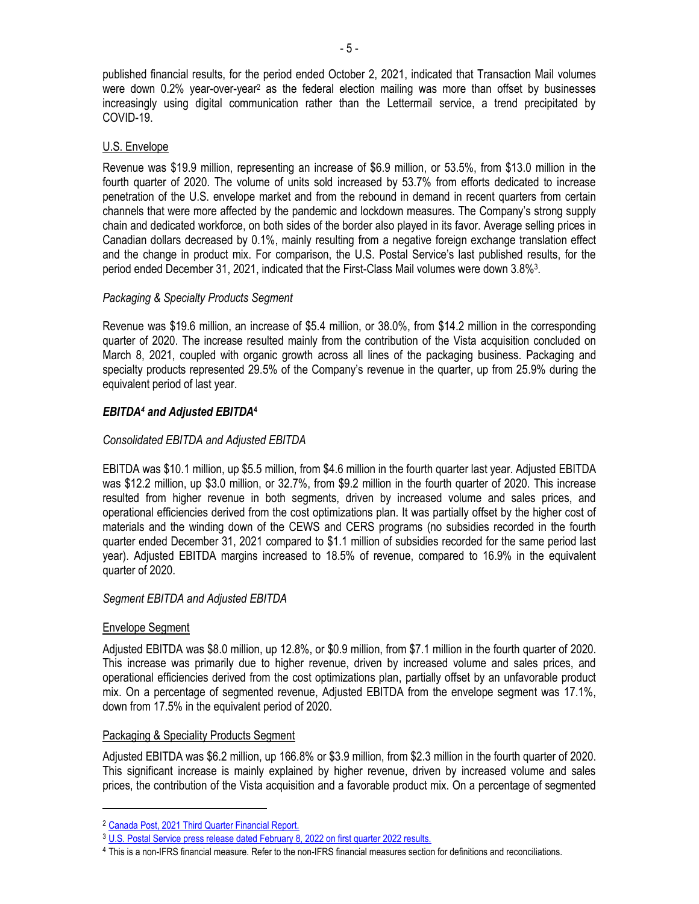published financial results, for the period ended October 2, 2021, indicated that Transaction Mail volumes were down 0.2% year-over-year[2] as the federal election mailing was more than offset by businesses increasingly using digital communication rather than the Lettermail service, a trend precipitated by COVID-19.

U.S. Envelope

Revenue was $19.9 million, representing an increase of $6.9 million, or 53.5%, from $13.0 million in the fourth quarter of 2020. The volume of units sold increased by 53.7% from efforts dedicated to increase penetration of the U.S. envelope market and from the rebound in demand in recent quarters from certain channels that were more affected by the pandemic and lockdown measures. The Company's strong supply chain and dedicated workforce, on both sides of the border also played in its favor. Average selling prices in Canadian dollars decreased by 0.1%, mainly resulting from a negative foreign exchange translation effect and the change in product mix. For comparison, the U.S. Postal Service's last published results, for the period ended December 31, 2021, indicated that the First-Class Mail volumes were down 3.8%[3].

*Packaging & Specialty Products Segment*

Revenue was $19.6 million, an increase of $5.4 million, or 38.0%, from $14.2 million in the corresponding quarter of 2020. The increase resulted mainly from the contribution of the Vista acquisition concluded on March 8, 2021, coupled with organic growth across all lines of the packaging business. Packaging and specialty products represented 29.5% of the Company's revenue in the quarter, up from 25.9% during the equivalent period of last year.

***EBITDA[4] and Adjusted EBITDA[4]***

*Consolidated EBITDA and Adjusted EBITDA*

EBITDA was $10.1 million, up $5.5 million, from $4.6 million in the fourth quarter last year. Adjusted EBITDA was $12.2 million, up $3.0 million, or 32.7%, from $9.2 million in the fourth quarter of 2020. This increase resulted from higher revenue in both segments, driven by increased volume and sales prices, and operational efficiencies derived from the cost optimizations plan. It was partially offset by the higher cost of materials and the winding down of the CEWS and CERS programs (no subsidies recorded in the fourth quarter ended December 31, 2021 compared to $1.1 million of subsidies recorded for the same period last year). Adjusted EBITDA margins increased to 18.5% of revenue, compared to 16.9% in the equivalent quarter of 2020.

*Segment EBITDA and Adjusted EBITDA*

Envelope Segment

Adjusted EBITDA was $8.0 million, up 12.8%, or $0.9 million, from $7.1 million in the fourth quarter of 2020. This increase was primarily due to higher revenue, driven by increased volume and sales prices, and operational efficiencies derived from the cost optimizations plan, partially offset by an unfavorable product mix. On a percentage of segmented revenue, Adjusted EBITDA from the envelope segment was 17.1%, down from 17.5% in the equivalent period of 2020.

Packaging & Speciality Products Segment

Adjusted EBITDA was $6.2 million, up 166.8% or $3.9 million, from $2.3 million in the fourth quarter of 2020. This significant increase is mainly explained by higher revenue, driven by increased volume and sales prices, the contribution of the Vista acquisition and a favorable product mix. On a percentage of segmented

---

[2] Canada Post, 2021 Third Quarter Financial Report.

[3] U.S. Postal Service press release dated February 8, 2022 on first quarter 2022 results.

[4] This is a non-IFRS financial measure. Refer to the non-IFRS financial measures section for definitions and reconciliations.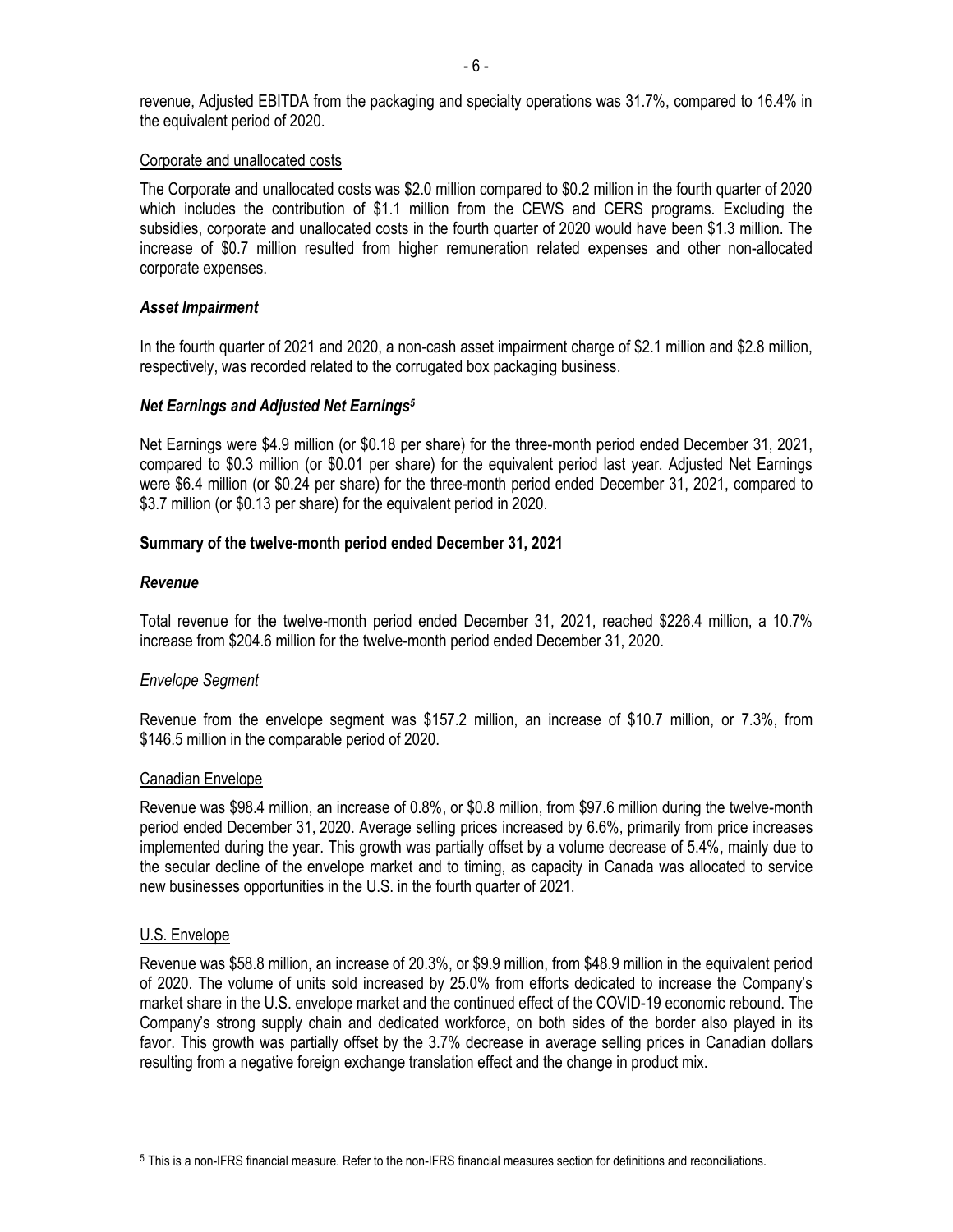revenue, Adjusted EBITDA from the packaging and specialty operations was 31.7%, compared to 16.4% in the equivalent period of 2020.

Corporate and unallocated costs

The Corporate and unallocated costs was $2.0 million compared to $0.2 million in the fourth quarter of 2020 which includes the contribution of $1.1 million from the CEWS and CERS programs. Excluding the subsidies, corporate and unallocated costs in the fourth quarter of 2020 would have been $1.3 million. The increase of $0.7 million resulted from higher remuneration related expenses and other non-allocated corporate expenses.

### *Asset Impairment*

In the fourth quarter of 2021 and 2020, a non-cash asset impairment charge of $2.1 million and $2.8 million, respectively, was recorded related to the corrugated box packaging business.

### *Net Earnings and Adjusted Net Earnings[5]*

Net Earnings were $4.9 million (or $0.18 per share) for the three-month period ended December 31, 2021, compared to $0.3 million (or $0.01 per share) for the equivalent period last year. Adjusted Net Earnings were $6.4 million (or $0.24 per share) for the three-month period ended December 31, 2021, compared to $3.7 million (or $0.13 per share) for the equivalent period in 2020.

## **Summary of the twelve-month period ended December 31, 2021**

### *Revenue*

Total revenue for the twelve-month period ended December 31, 2021, reached $226.4 million, a 10.7% increase from $204.6 million for the twelve-month period ended December 31, 2020.

*Envelope Segment*

Revenue from the envelope segment was $157.2 million, an increase of $10.7 million, or 7.3%, from $146.5 million in the comparable period of 2020.

Canadian Envelope

Revenue was $98.4 million, an increase of 0.8%, or $0.8 million, from $97.6 million during the twelve-month period ended December 31, 2020. Average selling prices increased by 6.6%, primarily from price increases implemented during the year. This growth was partially offset by a volume decrease of 5.4%, mainly due to the secular decline of the envelope market and to timing, as capacity in Canada was allocated to service new businesses opportunities in the U.S. in the fourth quarter of 2021.

U.S. Envelope

Revenue was $58.8 million, an increase of 20.3%, or $9.9 million, from $48.9 million in the equivalent period of 2020. The volume of units sold increased by 25.0% from efforts dedicated to increase the Company's market share in the U.S. envelope market and the continued effect of the COVID-19 economic rebound. The Company's strong supply chain and dedicated workforce, on both sides of the border also played in its favor. This growth was partially offset by the 3.7% decrease in average selling prices in Canadian dollars resulting from a negative foreign exchange translation effect and the change in product mix.

[5] This is a non-IFRS financial measure. Refer to the non-IFRS financial measures section for definitions and reconciliations.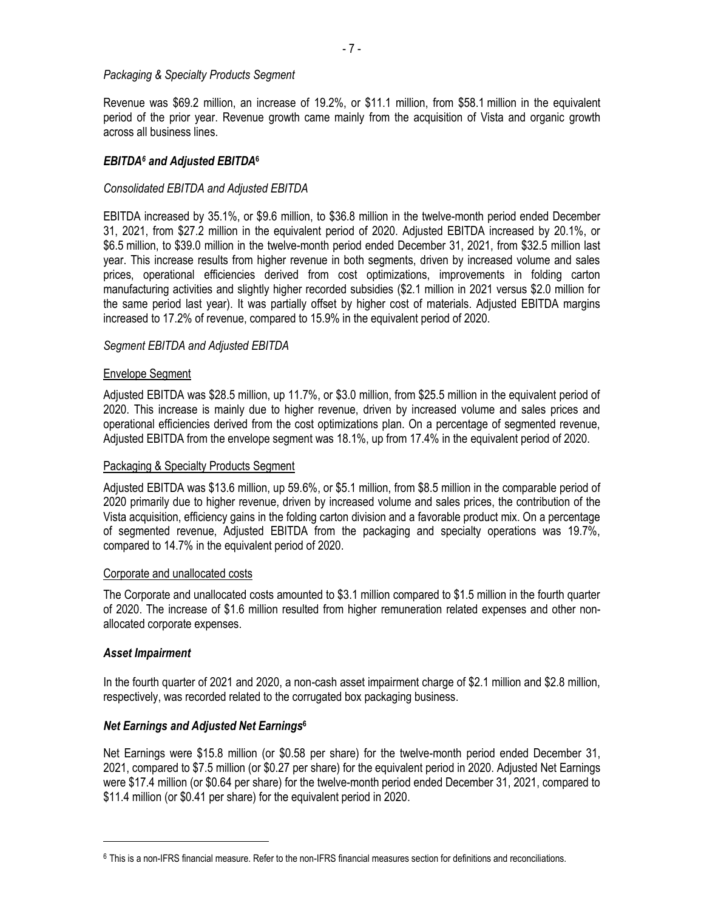*Packaging & Specialty Products Segment*

Revenue was \$69.2 million, an increase of 19.2%, or \$11.1 million, from \$58.1 million in the equivalent period of the prior year. Revenue growth came mainly from the acquisition of Vista and organic growth across all business lines.

### *EBITDA[6] and Adjusted EBITDA[6]*

*Consolidated EBITDA and Adjusted EBITDA*

EBITDA increased by 35.1%, or \$9.6 million, to \$36.8 million in the twelve-month period ended December 31, 2021, from \$27.2 million in the equivalent period of 2020. Adjusted EBITDA increased by 20.1%, or \$6.5 million, to \$39.0 million in the twelve-month period ended December 31, 2021, from \$32.5 million last year. This increase results from higher revenue in both segments, driven by increased volume and sales prices, operational efficiencies derived from cost optimizations, improvements in folding carton manufacturing activities and slightly higher recorded subsidies (\$2.1 million in 2021 versus \$2.0 million for the same period last year). It was partially offset by higher cost of materials. Adjusted EBITDA margins increased to 17.2% of revenue, compared to 15.9% in the equivalent period of 2020.

*Segment EBITDA and Adjusted EBITDA*

Envelope Segment

Adjusted EBITDA was \$28.5 million, up 11.7%, or \$3.0 million, from \$25.5 million in the equivalent period of 2020. This increase is mainly due to higher revenue, driven by increased volume and sales prices and operational efficiencies derived from the cost optimizations plan. On a percentage of segmented revenue, Adjusted EBITDA from the envelope segment was 18.1%, up from 17.4% in the equivalent period of 2020.

Packaging & Specialty Products Segment

Adjusted EBITDA was \$13.6 million, up 59.6%, or \$5.1 million, from \$8.5 million in the comparable period of 2020 primarily due to higher revenue, driven by increased volume and sales prices, the contribution of the Vista acquisition, efficiency gains in the folding carton division and a favorable product mix. On a percentage of segmented revenue, Adjusted EBITDA from the packaging and specialty operations was 19.7%, compared to 14.7% in the equivalent period of 2020.

Corporate and unallocated costs

The Corporate and unallocated costs amounted to \$3.1 million compared to \$1.5 million in the fourth quarter of 2020. The increase of \$1.6 million resulted from higher remuneration related expenses and other non-allocated corporate expenses.

### *Asset Impairment*

In the fourth quarter of 2021 and 2020, a non-cash asset impairment charge of \$2.1 million and \$2.8 million, respectively, was recorded related to the corrugated box packaging business.

### *Net Earnings and Adjusted Net Earnings[6]*

Net Earnings were \$15.8 million (or \$0.58 per share) for the twelve-month period ended December 31, 2021, compared to \$7.5 million (or \$0.27 per share) for the equivalent period in 2020. Adjusted Net Earnings were \$17.4 million (or \$0.64 per share) for the twelve-month period ended December 31, 2021, compared to \$11.4 million (or \$0.41 per share) for the equivalent period in 2020.

---

[6] This is a non-IFRS financial measure. Refer to the non-IFRS financial measures section for definitions and reconciliations.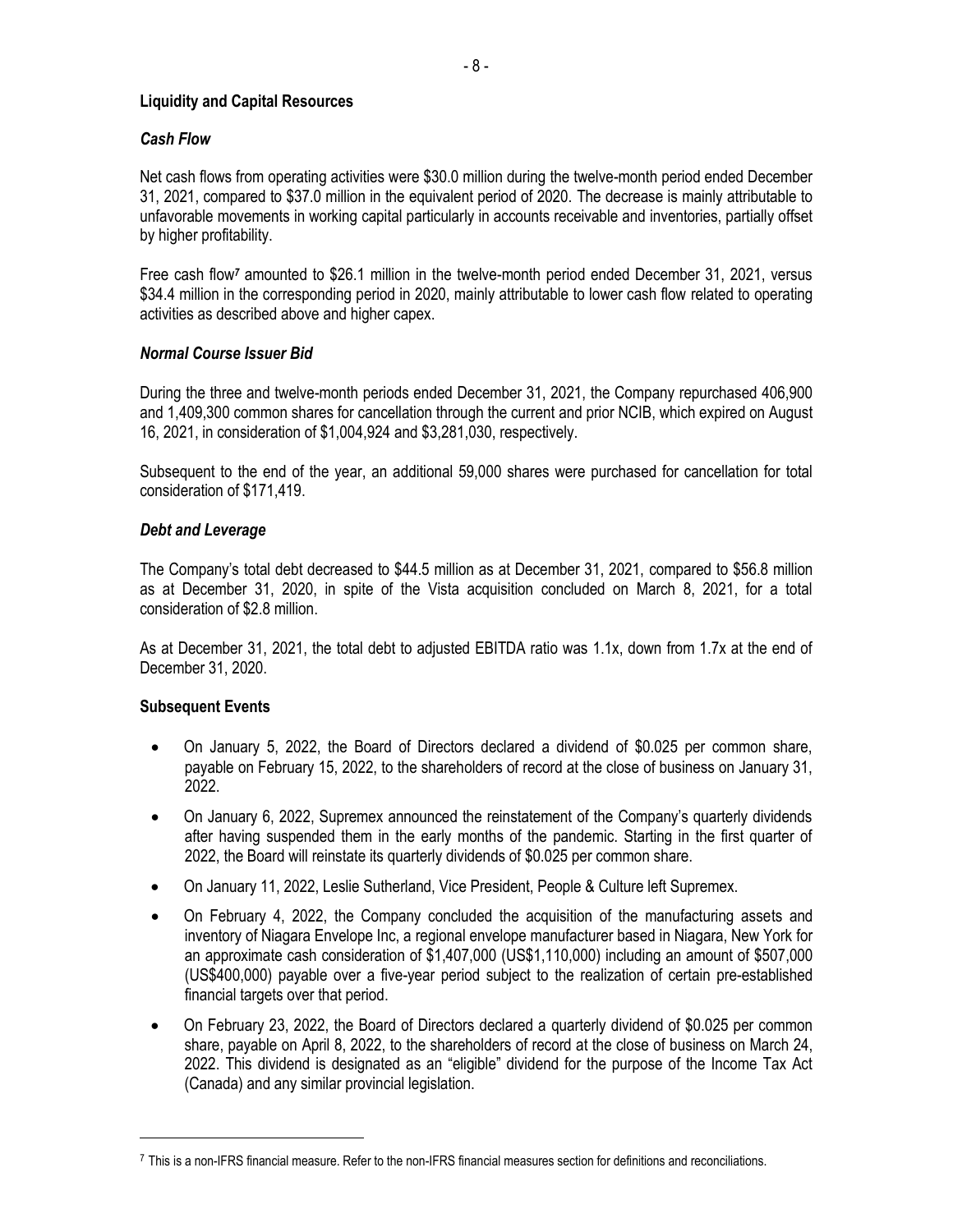## Liquidity and Capital Resources

### *Cash Flow*

Net cash flows from operating activities were $30.0 million during the twelve-month period ended December 31, 2021, compared to $37.0 million in the equivalent period of 2020. The decrease is mainly attributable to unfavorable movements in working capital particularly in accounts receivable and inventories, partially offset by higher profitability.

Free cash flow[7] amounted to $26.1 million in the twelve-month period ended December 31, 2021, versus $34.4 million in the corresponding period in 2020, mainly attributable to lower cash flow related to operating activities as described above and higher capex.

### *Normal Course Issuer Bid*

During the three and twelve-month periods ended December 31, 2021, the Company repurchased 406,900 and 1,409,300 common shares for cancellation through the current and prior NCIB, which expired on August 16, 2021, in consideration of $1,004,924 and $3,281,030, respectively.

Subsequent to the end of the year, an additional 59,000 shares were purchased for cancellation for total consideration of $171,419.

### *Debt and Leverage*

The Company's total debt decreased to $44.5 million as at December 31, 2021, compared to $56.8 million as at December 31, 2020, in spite of the Vista acquisition concluded on March 8, 2021, for a total consideration of $2.8 million.

As at December 31, 2021, the total debt to adjusted EBITDA ratio was 1.1x, down from 1.7x at the end of December 31, 2020.

## Subsequent Events

- On January 5, 2022, the Board of Directors declared a dividend of $0.025 per common share, payable on February 15, 2022, to the shareholders of record at the close of business on January 31, 2022.
- On January 6, 2022, Supremex announced the reinstatement of the Company's quarterly dividends after having suspended them in the early months of the pandemic. Starting in the first quarter of 2022, the Board will reinstate its quarterly dividends of $0.025 per common share.
- On January 11, 2022, Leslie Sutherland, Vice President, People & Culture left Supremex.
- On February 4, 2022, the Company concluded the acquisition of the manufacturing assets and inventory of Niagara Envelope Inc, a regional envelope manufacturer based in Niagara, New York for an approximate cash consideration of $1,407,000 (US$1,110,000) including an amount of $507,000 (US$400,000) payable over a five-year period subject to the realization of certain pre-established financial targets over that period.
- On February 23, 2022, the Board of Directors declared a quarterly dividend of $0.025 per common share, payable on April 8, 2022, to the shareholders of record at the close of business on March 24, 2022. This dividend is designated as an "eligible" dividend for the purpose of the Income Tax Act (Canada) and any similar provincial legislation.

---

[7] This is a non-IFRS financial measure. Refer to the non-IFRS financial measures section for definitions and reconciliations.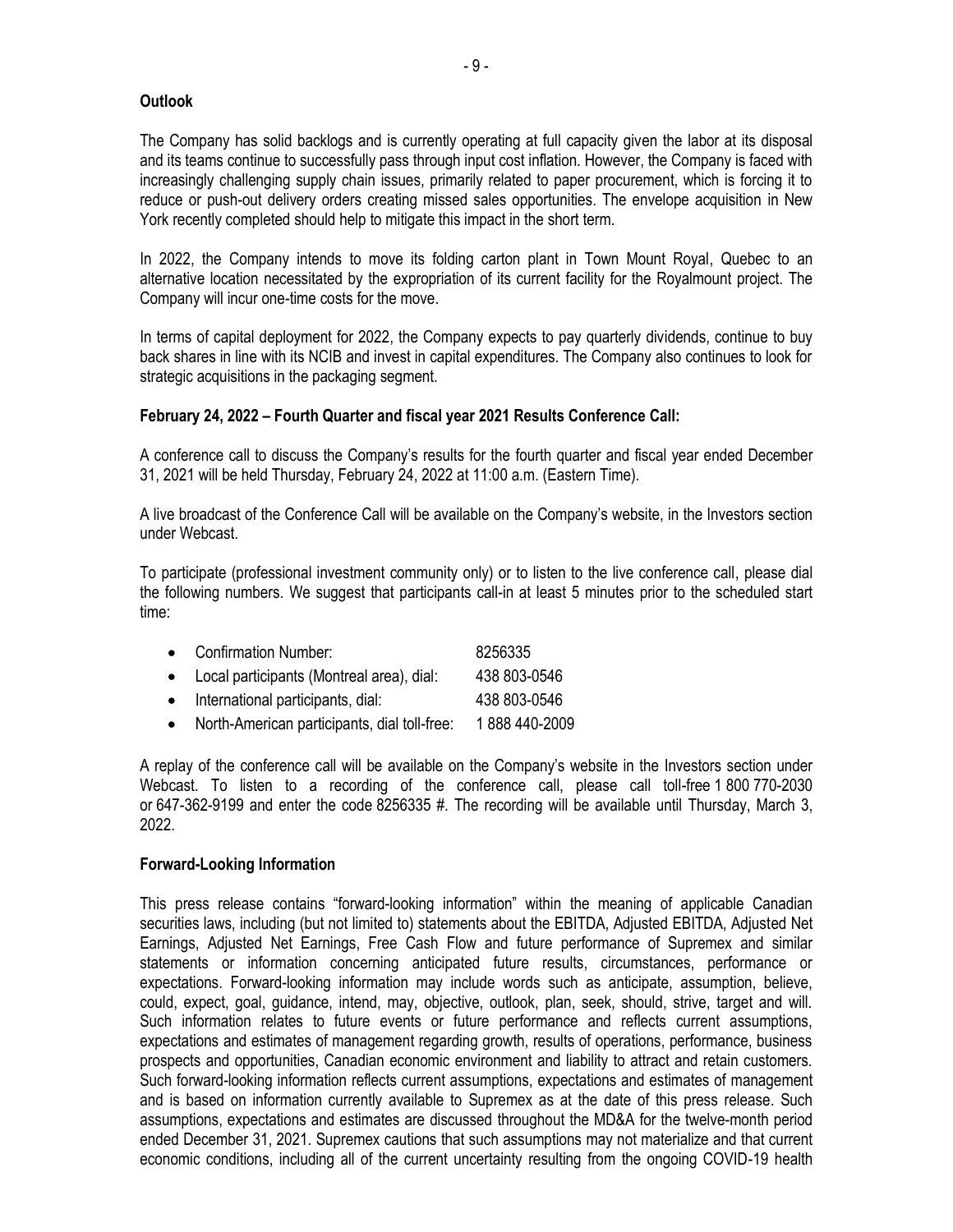**Outlook**

The Company has solid backlogs and is currently operating at full capacity given the labor at its disposal and its teams continue to successfully pass through input cost inflation. However, the Company is faced with increasingly challenging supply chain issues, primarily related to paper procurement, which is forcing it to reduce or push-out delivery orders creating missed sales opportunities. The envelope acquisition in New York recently completed should help to mitigate this impact in the short term.

In 2022, the Company intends to move its folding carton plant in Town Mount Royal, Quebec to an alternative location necessitated by the expropriation of its current facility for the Royalmount project. The Company will incur one-time costs for the move.

In terms of capital deployment for 2022, the Company expects to pay quarterly dividends, continue to buy back shares in line with its NCIB and invest in capital expenditures. The Company also continues to look for strategic acquisitions in the packaging segment.

**February 24, 2022 – Fourth Quarter and fiscal year 2021 Results Conference Call:**

A conference call to discuss the Company's results for the fourth quarter and fiscal year ended December 31, 2021 will be held Thursday, February 24, 2022 at 11:00 a.m. (Eastern Time).

A live broadcast of the Conference Call will be available on the Company's website, in the Investors section under Webcast.

To participate (professional investment community only) or to listen to the live conference call, please dial the following numbers. We suggest that participants call-in at least 5 minutes prior to the scheduled start time:

- Confirmation Number: 8256335
- Local participants (Montreal area), dial: 438 803-0546
- International participants, dial: 438 803-0546
- North-American participants, dial toll-free: 1 888 440-2009

A replay of the conference call will be available on the Company's website in the Investors section under Webcast. To listen to a recording of the conference call, please call toll-free 1 800 770-2030 or 647-362-9199 and enter the code 8256335 #. The recording will be available until Thursday, March 3, 2022.

**Forward-Looking Information**

This press release contains "forward-looking information" within the meaning of applicable Canadian securities laws, including (but not limited to) statements about the EBITDA, Adjusted EBITDA, Adjusted Net Earnings, Adjusted Net Earnings, Free Cash Flow and future performance of Supremex and similar statements or information concerning anticipated future results, circumstances, performance or expectations. Forward-looking information may include words such as anticipate, assumption, believe, could, expect, goal, guidance, intend, may, objective, outlook, plan, seek, should, strive, target and will. Such information relates to future events or future performance and reflects current assumptions, expectations and estimates of management regarding growth, results of operations, performance, business prospects and opportunities, Canadian economic environment and liability to attract and retain customers. Such forward-looking information reflects current assumptions, expectations and estimates of management and is based on information currently available to Supremex as at the date of this press release. Such assumptions, expectations and estimates are discussed throughout the MD&A for the twelve-month period ended December 31, 2021. Supremex cautions that such assumptions may not materialize and that current economic conditions, including all of the current uncertainty resulting from the ongoing COVID-19 health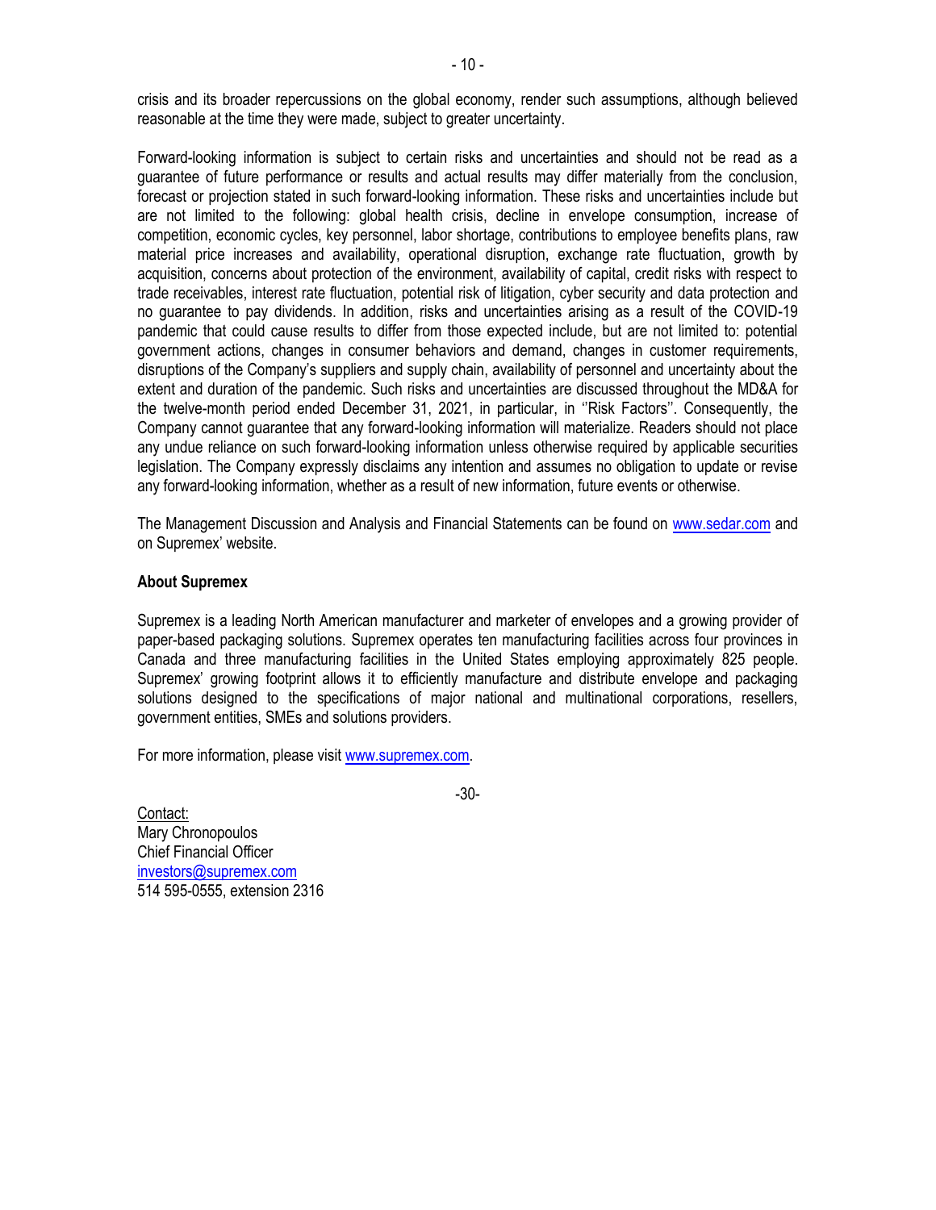crisis and its broader repercussions on the global economy, render such assumptions, although believed reasonable at the time they were made, subject to greater uncertainty.

Forward-looking information is subject to certain risks and uncertainties and should not be read as a guarantee of future performance or results and actual results may differ materially from the conclusion, forecast or projection stated in such forward-looking information. These risks and uncertainties include but are not limited to the following: global health crisis, decline in envelope consumption, increase of competition, economic cycles, key personnel, labor shortage, contributions to employee benefits plans, raw material price increases and availability, operational disruption, exchange rate fluctuation, growth by acquisition, concerns about protection of the environment, availability of capital, credit risks with respect to trade receivables, interest rate fluctuation, potential risk of litigation, cyber security and data protection and no guarantee to pay dividends. In addition, risks and uncertainties arising as a result of the COVID-19 pandemic that could cause results to differ from those expected include, but are not limited to: potential government actions, changes in consumer behaviors and demand, changes in customer requirements, disruptions of the Company's suppliers and supply chain, availability of personnel and uncertainty about the extent and duration of the pandemic. Such risks and uncertainties are discussed throughout the MD&A for the twelve-month period ended December 31, 2021, in particular, in ''Risk Factors''. Consequently, the Company cannot guarantee that any forward-looking information will materialize. Readers should not place any undue reliance on such forward-looking information unless otherwise required by applicable securities legislation. The Company expressly disclaims any intention and assumes no obligation to update or revise any forward-looking information, whether as a result of new information, future events or otherwise.

The Management Discussion and Analysis and Financial Statements can be found on www.sedar.com and on Supremex' website.

**About Supremex**

Supremex is a leading North American manufacturer and marketer of envelopes and a growing provider of paper-based packaging solutions. Supremex operates ten manufacturing facilities across four provinces in Canada and three manufacturing facilities in the United States employing approximately 825 people. Supremex' growing footprint allows it to efficiently manufacture and distribute envelope and packaging solutions designed to the specifications of major national and multinational corporations, resellers, government entities, SMEs and solutions providers.

For more information, please visit www.supremex.com.

-30-

Contact:
Mary Chronopoulos
Chief Financial Officer
investors@supremex.com
514 595-0555, extension 2316